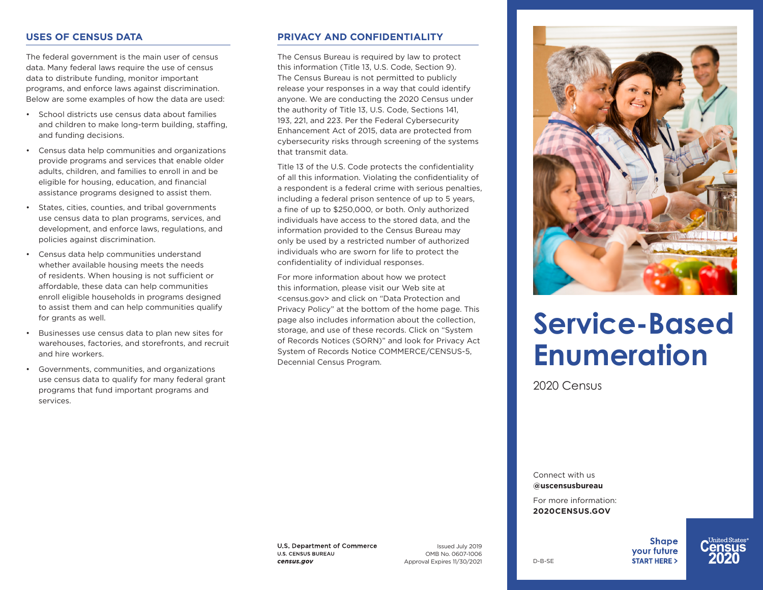## USES OF CENSUS DATA

The federal government is the main user of census data. Many federal laws require the use of census data to distribute funding, monitor important programs, and enforce laws against discrimination. Below are some examples of how the data are used:

- School districts use census data about families and children to make long-term building, staffing, and funding decisions.
- Census data help communities and organizations provide programs and services that enable older adults, children, and families to enroll in and be eligible for housing, education, and financial assistance programs designed to assist them.
- States, cities, counties, and tribal governments use census data to plan programs, services, and development, and enforce laws, regulations, and policies against discrimination.
- Census data help communities understand whether available housing meets the needs of residents. When housing is not sufficient or affordable, these data can help communities enroll eligible households in programs designed to assist them and can help communities qualify for grants as well.
- Businesses use census data to plan new sites for warehouses, factories, and storefronts, and recruit and hire workers.
- Governments, communities, and organizations use census data to qualify for many federal grant programs that fund important programs and services.

## PRIVACY AND CONFIDENTIALITY

The Census Bureau is required by law to protect this information (Title 13, U.S. Code, Section 9). The Census Bureau is not permitted to publicly release your responses in a way that could identify anyone. We are conducting the 2020 Census under the authority of Title 13, U.S. Code, Sections 141, 193, 221, and 223. Per the Federal Cybersecurity Enhancement Act of 2015, data are protected from cybersecurity risks through screening of the systems that transmit data.

Title 13 of the U.S. Code protects the confidentiality of all this information. Violating the confidentiality of a respondent is a federal crime with serious penalties, including a federal prison sentence of up to 5 years, a fine of up to $250,000, or both. Only authorized individuals have access to the stored data, and the information provided to the Census Bureau may only be used by a restricted number of authorized individuals who are sworn for life to protect the confidentiality of individual responses.

For more information about how we protect this information, please visit our Web site at <census.gov> and click on "Data Protection and Privacy Policy" at the bottom of the home page. This page also includes information about the collection, storage, and use of these records. Click on "System of Records Notices (SORN)" and look for Privacy Act System of Records Notice COMMERCE/CENSUS-5, Decennial Census Program.

**U.S. Department of Commerce**
U.S. CENSUS BUREAU
***census.gov***

Issued July 2019
OMB No. 0607-1006
Approval Expires 11/30/2021

# Service-Based Enumeration

2020 Census

Connect with us
@**uscensusbureau**

For more information:
**2020CENSUS.GOV**

D-B-SE

**Shape your future START HERE >**

United States® Census 2020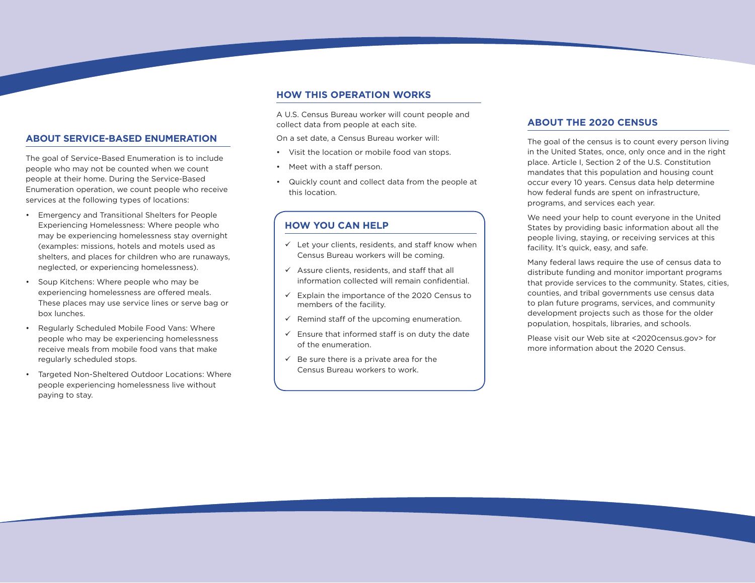## ABOUT SERVICE-BASED ENUMERATION

The goal of Service-Based Enumeration is to include people who may not be counted when we count people at their home. During the Service-Based Enumeration operation, we count people who receive services at the following types of locations:

- Emergency and Transitional Shelters for People Experiencing Homelessness: Where people who may be experiencing homelessness stay overnight (examples: missions, hotels and motels used as shelters, and places for children who are runaways, neglected, or experiencing homelessness).
- Soup Kitchens: Where people who may be experiencing homelessness are offered meals. These places may use service lines or serve bag or box lunches.
- Regularly Scheduled Mobile Food Vans: Where people who may be experiencing homelessness receive meals from mobile food vans that make regularly scheduled stops.
- Targeted Non-Sheltered Outdoor Locations: Where people experiencing homelessness live without paying to stay.

## HOW THIS OPERATION WORKS

A U.S. Census Bureau worker will count people and collect data from people at each site.

On a set date, a Census Bureau worker will:

- Visit the location or mobile food van stops.
- Meet with a staff person.
- Quickly count and collect data from the people at this location.

## HOW YOU CAN HELP

- ✓ Let your clients, residents, and staff know when Census Bureau workers will be coming.
- ✓ Assure clients, residents, and staff that all information collected will remain confidential.
- ✓ Explain the importance of the 2020 Census to members of the facility.
- ✓ Remind staff of the upcoming enumeration.
- ✓ Ensure that informed staff is on duty the date of the enumeration.
- ✓ Be sure there is a private area for the Census Bureau workers to work.

## ABOUT THE 2020 CENSUS

The goal of the census is to count every person living in the United States, once, only once and in the right place. Article I, Section 2 of the U.S. Constitution mandates that this population and housing count occur every 10 years. Census data help determine how federal funds are spent on infrastructure, programs, and services each year.

We need your help to count everyone in the United States by providing basic information about all the people living, staying, or receiving services at this facility. It's quick, easy, and safe.

Many federal laws require the use of census data to distribute funding and monitor important programs that provide services to the community. States, cities, counties, and tribal governments use census data to plan future programs, services, and community development projects such as those for the older population, hospitals, libraries, and schools.

Please visit our Web site at <2020census.gov> for more information about the 2020 Census.